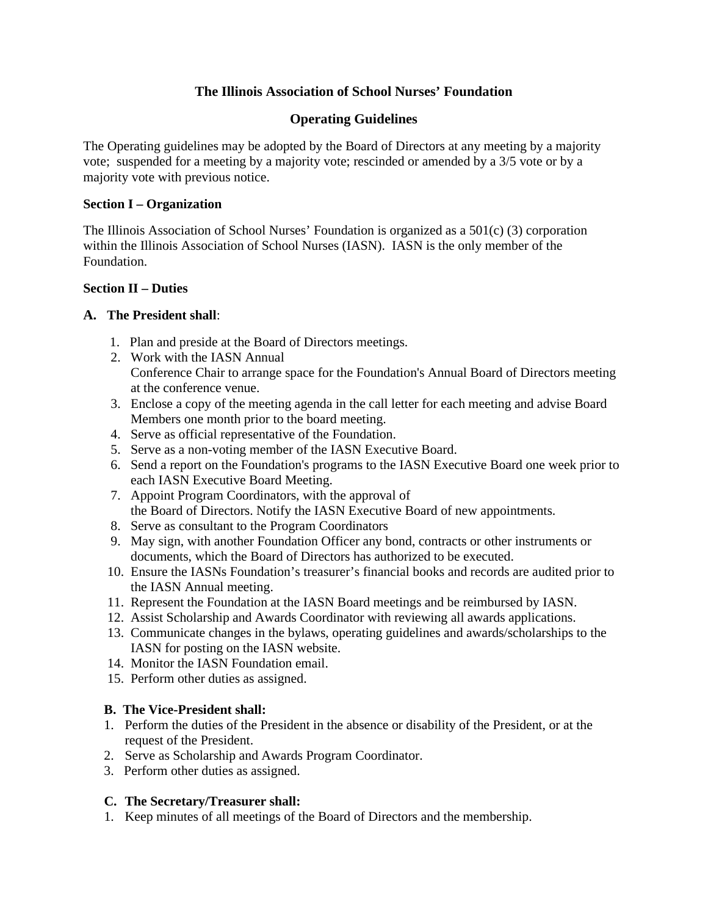# The Illinois Association of School Nurses' Foundation

## Operating Guidelines

The Operating guidelines may be adopted by the Board of Directors at any meeting by a majority vote; suspended for a meeting by a majority vote; rescinded or amended by a 3/5 vote or by a majority vote with previous notice.

### Section I – Organization

The Illinois Association of School Nurses' Foundation is organized as a 501(c) (3) corporation within the Illinois Association of School Nurses (IASN). IASN is the only member of the Foundation.

### Section II – Duties

**A. The President shall**:

1. Plan and preside at the Board of Directors meetings.
2. Work with the IASN Annual Conference Chair to arrange space for the Foundation's Annual Board of Directors meeting at the conference venue.
3. Enclose a copy of the meeting agenda in the call letter for each meeting and advise Board Members one month prior to the board meeting.
4. Serve as official representative of the Foundation.
5. Serve as a non-voting member of the IASN Executive Board.
6. Send a report on the Foundation's programs to the IASN Executive Board one week prior to each IASN Executive Board Meeting.
7. Appoint Program Coordinators, with the approval of the Board of Directors. Notify the IASN Executive Board of new appointments.
8. Serve as consultant to the Program Coordinators
9. May sign, with another Foundation Officer any bond, contracts or other instruments or documents, which the Board of Directors has authorized to be executed.
10. Ensure the IASNs Foundation's treasurer's financial books and records are audited prior to the IASN Annual meeting.
11. Represent the Foundation at the IASN Board meetings and be reimbursed by IASN.
12. Assist Scholarship and Awards Coordinator with reviewing all awards applications.
13. Communicate changes in the bylaws, operating guidelines and awards/scholarships to the IASN for posting on the IASN website.
14. Monitor the IASN Foundation email.
15. Perform other duties as assigned.

**B. The Vice-President shall:**

1. Perform the duties of the President in the absence or disability of the President, or at the request of the President.
2. Serve as Scholarship and Awards Program Coordinator.
3. Perform other duties as assigned.

**C. The Secretary/Treasurer shall:**

1. Keep minutes of all meetings of the Board of Directors and the membership.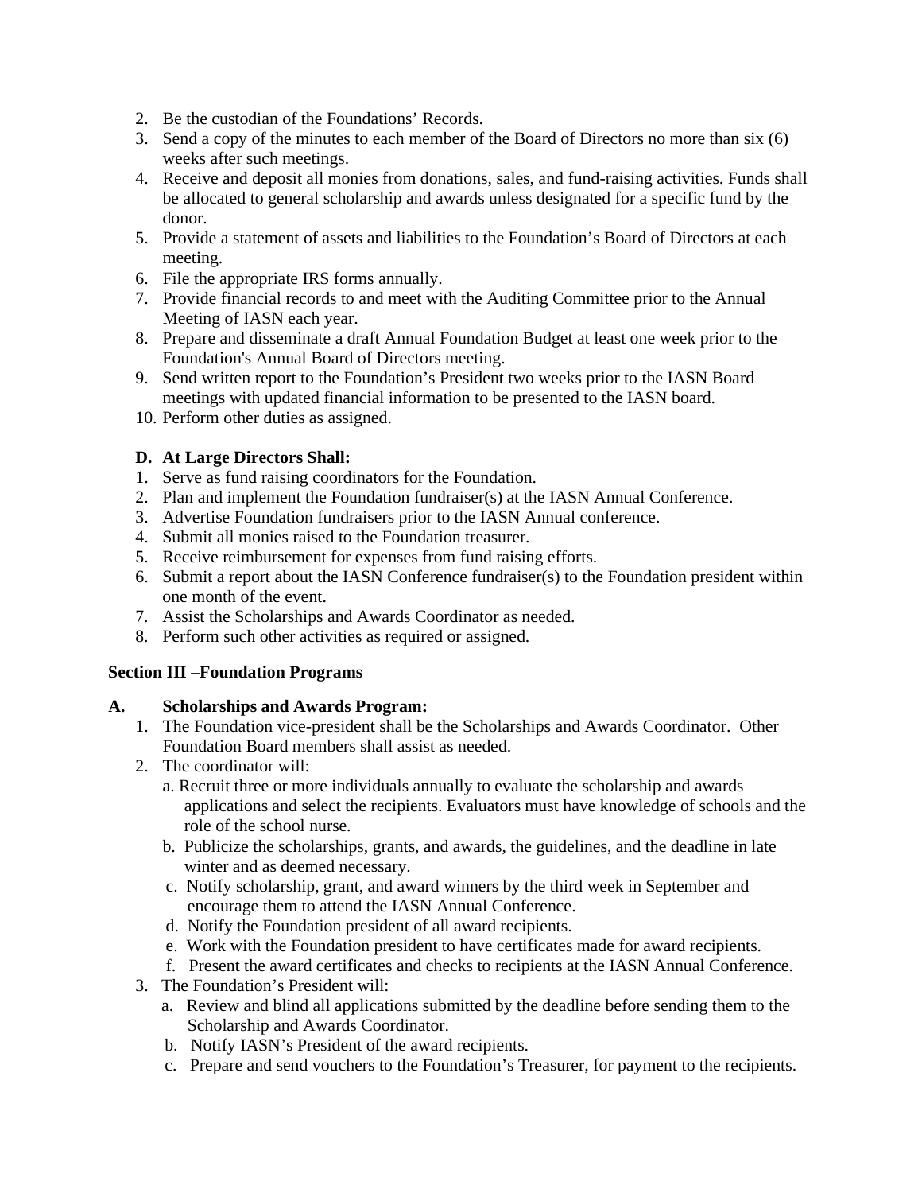2. Be the custodian of the Foundations' Records.
3. Send a copy of the minutes to each member of the Board of Directors no more than six (6) weeks after such meetings.
4. Receive and deposit all monies from donations, sales, and fund-raising activities. Funds shall be allocated to general scholarship and awards unless designated for a specific fund by the donor.
5. Provide a statement of assets and liabilities to the Foundation's Board of Directors at each meeting.
6. File the appropriate IRS forms annually.
7. Provide financial records to and meet with the Auditing Committee prior to the Annual Meeting of IASN each year.
8. Prepare and disseminate a draft Annual Foundation Budget at least one week prior to the Foundation's Annual Board of Directors meeting.
9. Send written report to the Foundation's President two weeks prior to the IASN Board meetings with updated financial information to be presented to the IASN board.
10. Perform other duties as assigned.

**D. At Large Directors Shall:**

1. Serve as fund raising coordinators for the Foundation.
2. Plan and implement the Foundation fundraiser(s) at the IASN Annual Conference.
3. Advertise Foundation fundraisers prior to the IASN Annual conference.
4. Submit all monies raised to the Foundation treasurer.
5. Receive reimbursement for expenses from fund raising efforts.
6. Submit a report about the IASN Conference fundraiser(s) to the Foundation president within one month of the event.
7. Assist the Scholarships and Awards Coordinator as needed.
8. Perform such other activities as required or assigned.

**Section III –Foundation Programs**

**A. Scholarships and Awards Program:**

1. The Foundation vice-president shall be the Scholarships and Awards Coordinator. Other Foundation Board members shall assist as needed.
2. The coordinator will:
   a. Recruit three or more individuals annually to evaluate the scholarship and awards applications and select the recipients. Evaluators must have knowledge of schools and the role of the school nurse.
   b. Publicize the scholarships, grants, and awards, the guidelines, and the deadline in late winter and as deemed necessary.
   c. Notify scholarship, grant, and award winners by the third week in September and encourage them to attend the IASN Annual Conference.
   d. Notify the Foundation president of all award recipients.
   e. Work with the Foundation president to have certificates made for award recipients.
   f. Present the award certificates and checks to recipients at the IASN Annual Conference.
3. The Foundation's President will:
   a. Review and blind all applications submitted by the deadline before sending them to the Scholarship and Awards Coordinator.
   b. Notify IASN's President of the award recipients.
   c. Prepare and send vouchers to the Foundation's Treasurer, for payment to the recipients.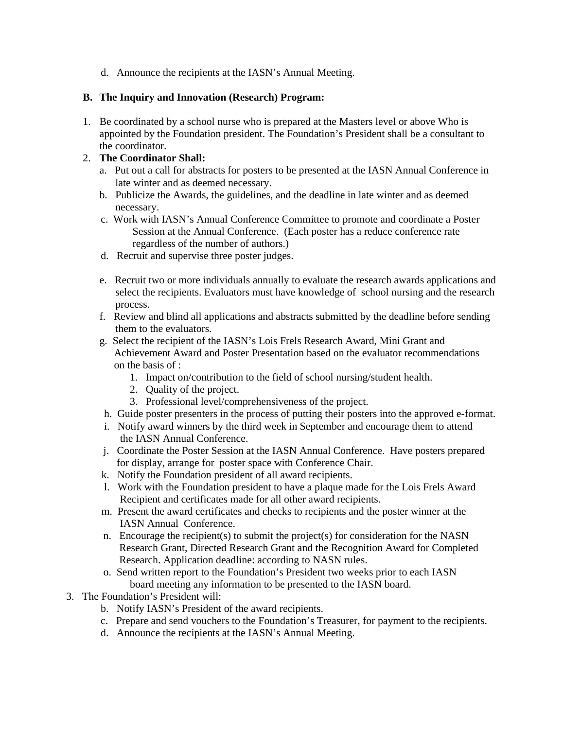d. Announce the recipients at the IASN's Annual Meeting.

**B. The Inquiry and Innovation (Research) Program:**

1. Be coordinated by a school nurse who is prepared at the Masters level or above Who is appointed by the Foundation president. The Foundation's President shall be a consultant to the coordinator.
2. **The Coordinator Shall:**
   a. Put out a call for abstracts for posters to be presented at the IASN Annual Conference in late winter and as deemed necessary.
   b. Publicize the Awards, the guidelines, and the deadline in late winter and as deemed necessary.
   c. Work with IASN's Annual Conference Committee to promote and coordinate a Poster Session at the Annual Conference. (Each poster has a reduce conference rate regardless of the number of authors.)
   d. Recruit and supervise three poster judges.
   e. Recruit two or more individuals annually to evaluate the research awards applications and select the recipients. Evaluators must have knowledge of school nursing and the research process.
   f. Review and blind all applications and abstracts submitted by the deadline before sending them to the evaluators.
   g. Select the recipient of the IASN's Lois Frels Research Award, Mini Grant and Achievement Award and Poster Presentation based on the evaluator recommendations on the basis of :
      1. Impact on/contribution to the field of school nursing/student health.
      2. Quality of the project.
      3. Professional level/comprehensiveness of the project.
   h. Guide poster presenters in the process of putting their posters into the approved e-format.
   i. Notify award winners by the third week in September and encourage them to attend the IASN Annual Conference.
   j. Coordinate the Poster Session at the IASN Annual Conference. Have posters prepared for display, arrange for poster space with Conference Chair.
   k. Notify the Foundation president of all award recipients.
   l. Work with the Foundation president to have a plaque made for the Lois Frels Award Recipient and certificates made for all other award recipients.
   m. Present the award certificates and checks to recipients and the poster winner at the IASN Annual Conference.
   n. Encourage the recipient(s) to submit the project(s) for consideration for the NASN Research Grant, Directed Research Grant and the Recognition Award for Completed Research. Application deadline: according to NASN rules.
   o. Send written report to the Foundation's President two weeks prior to each IASN board meeting any information to be presented to the IASN board.
3. The Foundation's President will:
   b. Notify IASN's President of the award recipients.
   c. Prepare and send vouchers to the Foundation's Treasurer, for payment to the recipients.
   d. Announce the recipients at the IASN's Annual Meeting.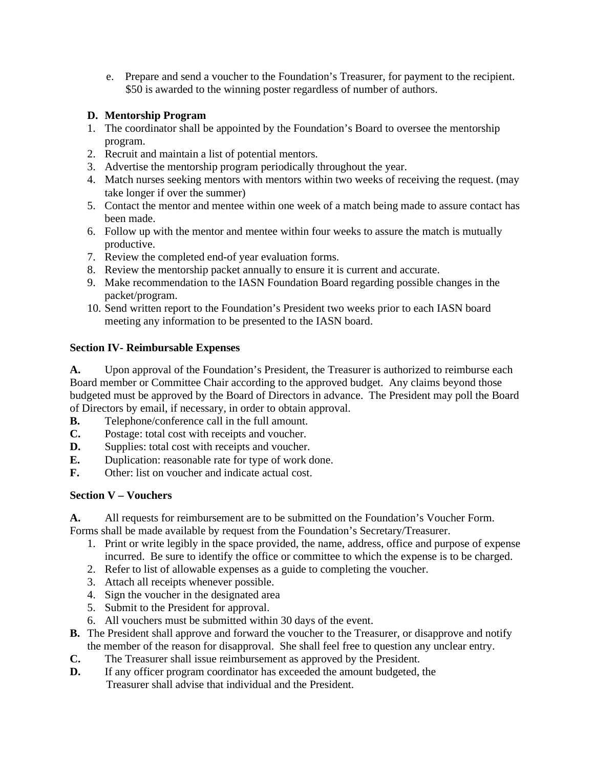e. Prepare and send a voucher to the Foundation's Treasurer, for payment to the recipient. $50 is awarded to the winning poster regardless of number of authors.

**D. Mentorship Program**

1. The coordinator shall be appointed by the Foundation's Board to oversee the mentorship program.
2. Recruit and maintain a list of potential mentors.
3. Advertise the mentorship program periodically throughout the year.
4. Match nurses seeking mentors with mentors within two weeks of receiving the request. (may take longer if over the summer)
5. Contact the mentor and mentee within one week of a match being made to assure contact has been made.
6. Follow up with the mentor and mentee within four weeks to assure the match is mutually productive.
7. Review the completed end-of year evaluation forms.
8. Review the mentorship packet annually to ensure it is current and accurate.
9. Make recommendation to the IASN Foundation Board regarding possible changes in the packet/program.
10. Send written report to the Foundation's President two weeks prior to each IASN board meeting any information to be presented to the IASN board.

**Section IV- Reimbursable Expenses**

**A.** Upon approval of the Foundation's President, the Treasurer is authorized to reimburse each Board member or Committee Chair according to the approved budget. Any claims beyond those budgeted must be approved by the Board of Directors in advance. The President may poll the Board of Directors by email, if necessary, in order to obtain approval.

**B.** Telephone/conference call in the full amount.

**C.** Postage: total cost with receipts and voucher.

**D.** Supplies: total cost with receipts and voucher.

**E.** Duplication: reasonable rate for type of work done.

**F.** Other: list on voucher and indicate actual cost.

**Section V – Vouchers**

**A.** All requests for reimbursement are to be submitted on the Foundation's Voucher Form. Forms shall be made available by request from the Foundation's Secretary/Treasurer.

1. Print or write legibly in the space provided, the name, address, office and purpose of expense incurred. Be sure to identify the office or committee to which the expense is to be charged.
2. Refer to list of allowable expenses as a guide to completing the voucher.
3. Attach all receipts whenever possible.
4. Sign the voucher in the designated area
5. Submit to the President for approval.
6. All vouchers must be submitted within 30 days of the event.

**B.** The President shall approve and forward the voucher to the Treasurer, or disapprove and notify the member of the reason for disapproval. She shall feel free to question any unclear entry.

**C.** The Treasurer shall issue reimbursement as approved by the President.

**D.** If any officer program coordinator has exceeded the amount budgeted, the Treasurer shall advise that individual and the President.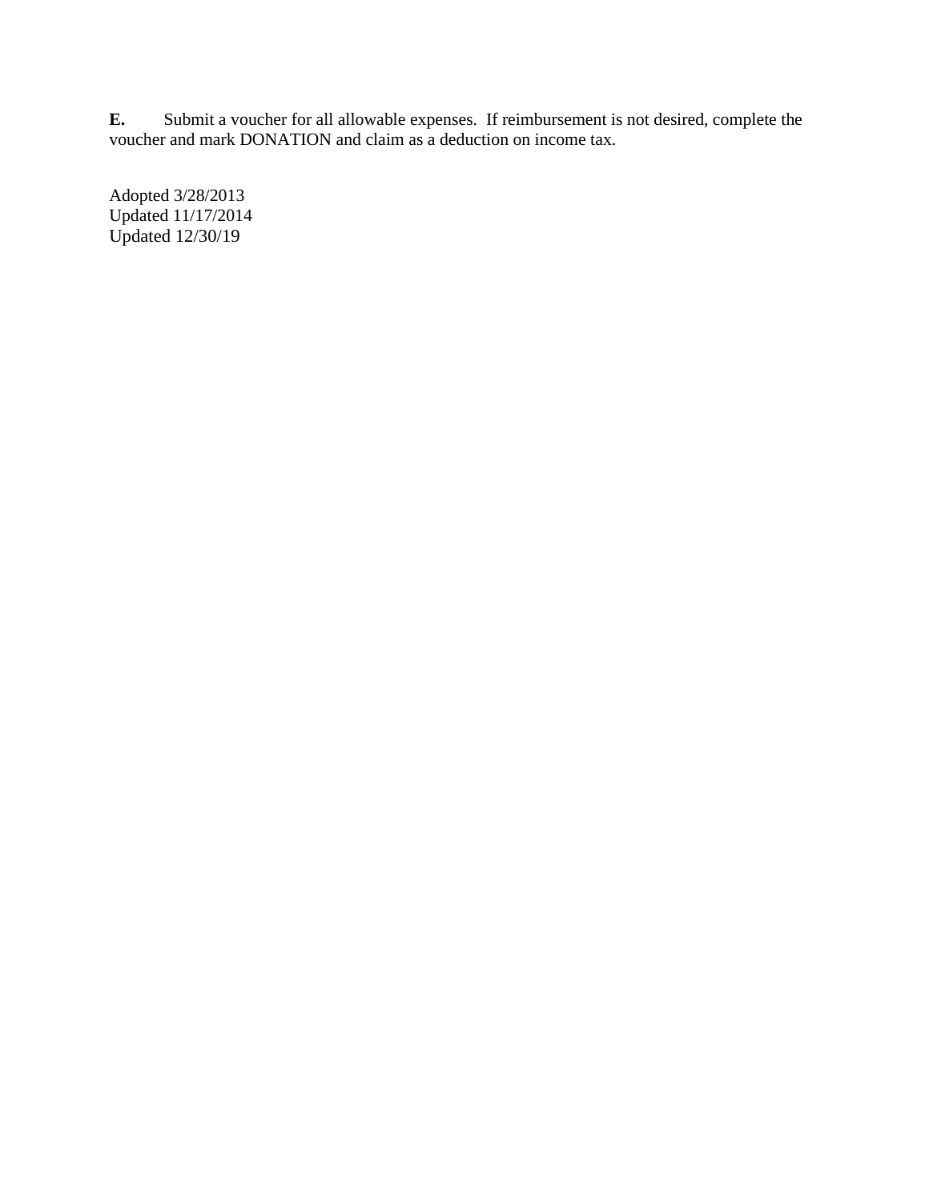**E.** Submit a voucher for all allowable expenses. If reimbursement is not desired, complete the voucher and mark DONATION and claim as a deduction on income tax.

Adopted 3/28/2013
Updated 11/17/2014
Updated 12/30/19